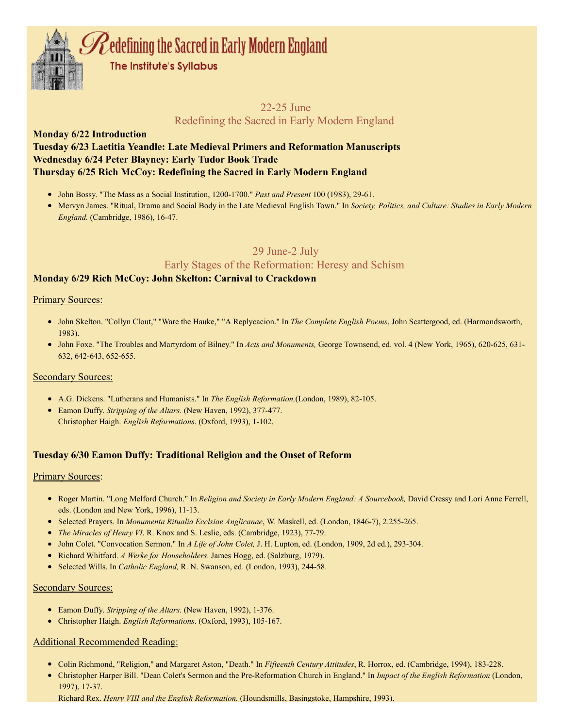# Redefining the Sacred in Early Modern England

## The Institute's Syllabus

## 22-25 June
## Redefining the Sacred in Early Modern England

**Monday 6/22 Introduction**
**Tuesday 6/23 Laetitia Yeandle: Late Medieval Primers and Reformation Manuscripts**
**Wednesday 6/24 Peter Blayney: Early Tudor Book Trade**
**Thursday 6/25 Rich McCoy: Redefining the Sacred in Early Modern England**

- John Bossy. "The Mass as a Social Institution, 1200-1700." *Past and Present* 100 (1983), 29-61.
- Mervyn James. "Ritual, Drama and Social Body in the Late Medieval English Town." In *Society, Politics, and Culture: Studies in Early Modern England.* (Cambridge, 1986), 16-47.

## 29 June-2 July
## Early Stages of the Reformation: Heresy and Schism

### Monday 6/29 Rich McCoy: John Skelton: Carnival to Crackdown

Primary Sources:

- John Skelton. "Collyn Clout," "Ware the Hauke," "A Replycacion." In *The Complete English Poems*, John Scattergood, ed. (Harmondsworth, 1983).
- John Foxe. "The Troubles and Martyrdom of Bilney." In *Acts and Monuments,* George Townsend, ed. vol. 4 (New York, 1965), 620-625, 631-632, 642-643, 652-655.

Secondary Sources:

- A.G. Dickens. "Lutherans and Humanists." In *The English Reformation,*(London, 1989), 82-105.
- Eamon Duffy. *Stripping of the Altars.* (New Haven, 1992), 377-477.
  Christopher Haigh. *English Reformations*. (Oxford, 1993), 1-102.

### Tuesday 6/30 Eamon Duffy: Traditional Religion and the Onset of Reform

Primary Sources:

- Roger Martin. "Long Melford Church." In *Religion and Society in Early Modern England: A Sourcebook,* David Cressy and Lori Anne Ferrell, eds. (London and New York, 1996), 11-13.
- Selected Prayers. In *Monumenta Ritualia Ecclsiae Anglicanae*, W. Maskell, ed. (London, 1846-7), 2.255-265.
- *The Miracles of Henry VI*. R. Knox and S. Leslie, eds. (Cambridge, 1923), 77-79.
- John Colet. "Convocation Sermon." In *A Life of John Colet,* J. H. Lupton, ed. (London, 1909, 2d ed.), 293-304.
- Richard Whitford. *A Werke for Householders*. James Hogg, ed. (Salzburg, 1979).
- Selected Wills. In *Catholic England,* R. N. Swanson, ed. (London, 1993), 244-58.

Secondary Sources:

- Eamon Duffy. *Stripping of the Altars.* (New Haven, 1992), 1-376.
- Christopher Haigh. *English Reformations*. (Oxford, 1993), 105-167.

Additional Recommended Reading:

- Colin Richmond, "Religion," and Margaret Aston, "Death." In *Fifteenth Century Attitudes*, R. Horrox, ed. (Cambridge, 1994), 183-228.
- Christopher Harper Bill. "Dean Colet's Sermon and the Pre-Reformation Church in England." In *Impact of the English Reformation* (London, 1997), 17-37.
  Richard Rex. *Henry VIII and the English Reformation.* (Houndsmills, Basingstoke, Hampshire, 1993).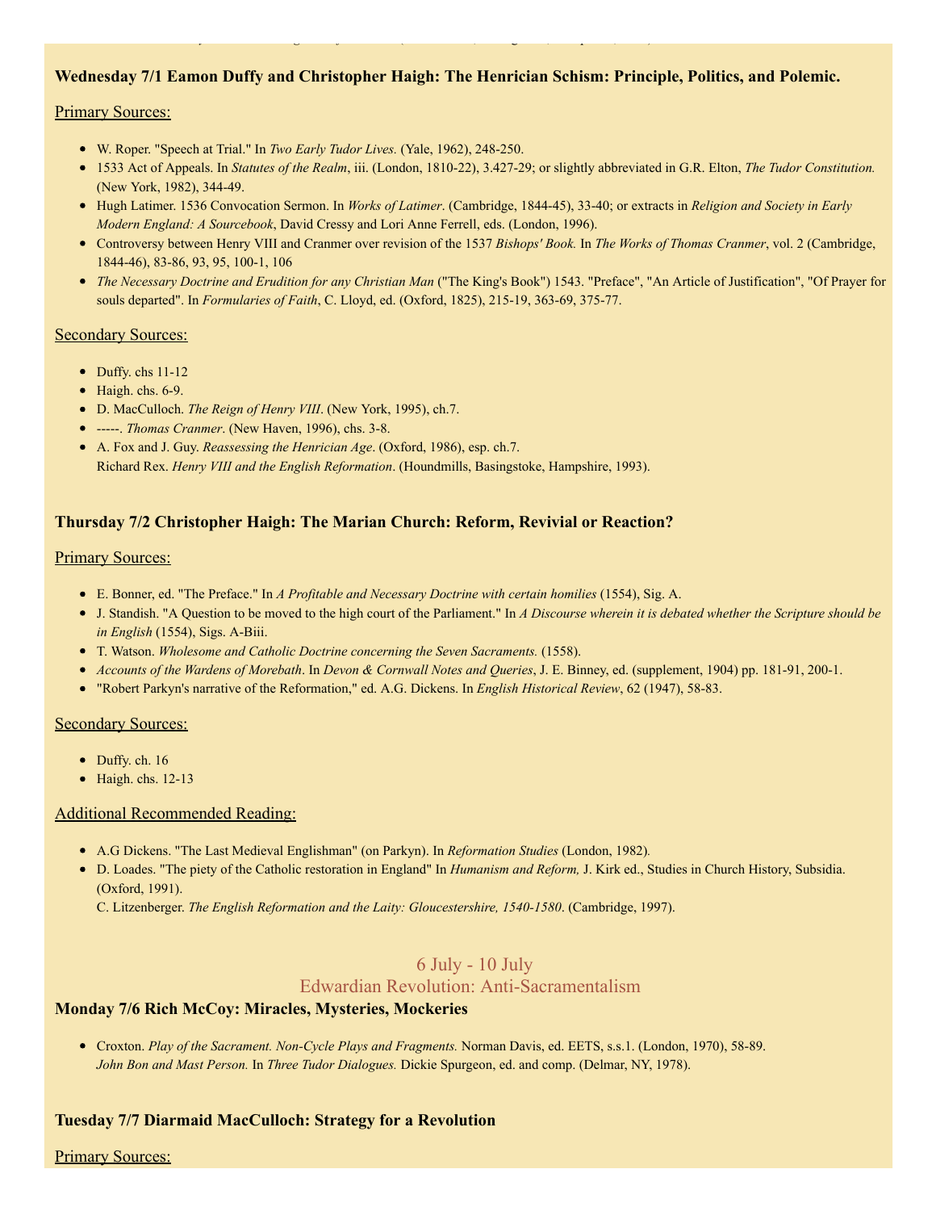### Wednesday 7/1 Eamon Duffy and Christopher Haigh: The Henrician Schism: Principle, Politics, and Polemic.

Primary Sources:

- W. Roper. "Speech at Trial." In *Two Early Tudor Lives.* (Yale, 1962), 248-250.
- 1533 Act of Appeals. In *Statutes of the Realm*, iii. (London, 1810-22), 3.427-29; or slightly abbreviated in G.R. Elton, *The Tudor Constitution.* (New York, 1982), 344-49.
- Hugh Latimer. 1536 Convocation Sermon. In *Works of Latimer*. (Cambridge, 1844-45), 33-40; or extracts in *Religion and Society in Early Modern England: A Sourcebook*, David Cressy and Lori Anne Ferrell, eds. (London, 1996).
- Controversy between Henry VIII and Cranmer over revision of the 1537 *Bishops' Book.* In *The Works of Thomas Cranmer*, vol. 2 (Cambridge, 1844-46), 83-86, 93, 95, 100-1, 106
- *The Necessary Doctrine and Erudition for any Christian Man* ("The King's Book") 1543. "Preface", "An Article of Justification", "Of Prayer for souls departed". In *Formularies of Faith*, C. Lloyd, ed. (Oxford, 1825), 215-19, 363-69, 375-77.

Secondary Sources:

- Duffy. chs 11-12
- Haigh. chs. 6-9.
- D. MacCulloch. *The Reign of Henry VIII*. (New York, 1995), ch.7.
- -----. *Thomas Cranmer*. (New Haven, 1996), chs. 3-8.
- A. Fox and J. Guy. *Reassessing the Henrician Age*. (Oxford, 1986), esp. ch.7.
  Richard Rex. *Henry VIII and the English Reformation*. (Houndmills, Basingstoke, Hampshire, 1993).

### Thursday 7/2 Christopher Haigh: The Marian Church: Reform, Revivial or Reaction?

Primary Sources:

- E. Bonner, ed. "The Preface." In *A Profitable and Necessary Doctrine with certain homilies* (1554), Sig. A.
- J. Standish. "A Question to be moved to the high court of the Parliament." In *A Discourse wherein it is debated whether the Scripture should be in English* (1554), Sigs. A-Biii.
- T. Watson. *Wholesome and Catholic Doctrine concerning the Seven Sacraments.* (1558).
- *Accounts of the Wardens of Morebath*. In *Devon & Cornwall Notes and Queries*, J. E. Binney, ed. (supplement, 1904) pp. 181-91, 200-1.
- "Robert Parkyn's narrative of the Reformation," ed. A.G. Dickens. In *English Historical Review*, 62 (1947), 58-83.

Secondary Sources:

- Duffy. ch. 16
- Haigh. chs. 12-13

Additional Recommended Reading:

- A.G Dickens. "The Last Medieval Englishman" (on Parkyn). In *Reformation Studies* (London, 1982).
- D. Loades. "The piety of the Catholic restoration in England" In *Humanism and Reform,* J. Kirk ed., Studies in Church History, Subsidia. (Oxford, 1991).
  C. Litzenberger. *The English Reformation and the Laity: Gloucestershire, 1540-1580*. (Cambridge, 1997).

## 6 July - 10 July
## Edwardian Revolution: Anti-Sacramentalism

### Monday 7/6 Rich McCoy: Miracles, Mysteries, Mockeries

- Croxton. *Play of the Sacrament. Non-Cycle Plays and Fragments.* Norman Davis, ed. EETS, s.s.1. (London, 1970), 58-89.
  *John Bon and Mast Person.* In *Three Tudor Dialogues.* Dickie Spurgeon, ed. and comp. (Delmar, NY, 1978).

### Tuesday 7/7 Diarmaid MacCulloch: Strategy for a Revolution

Primary Sources: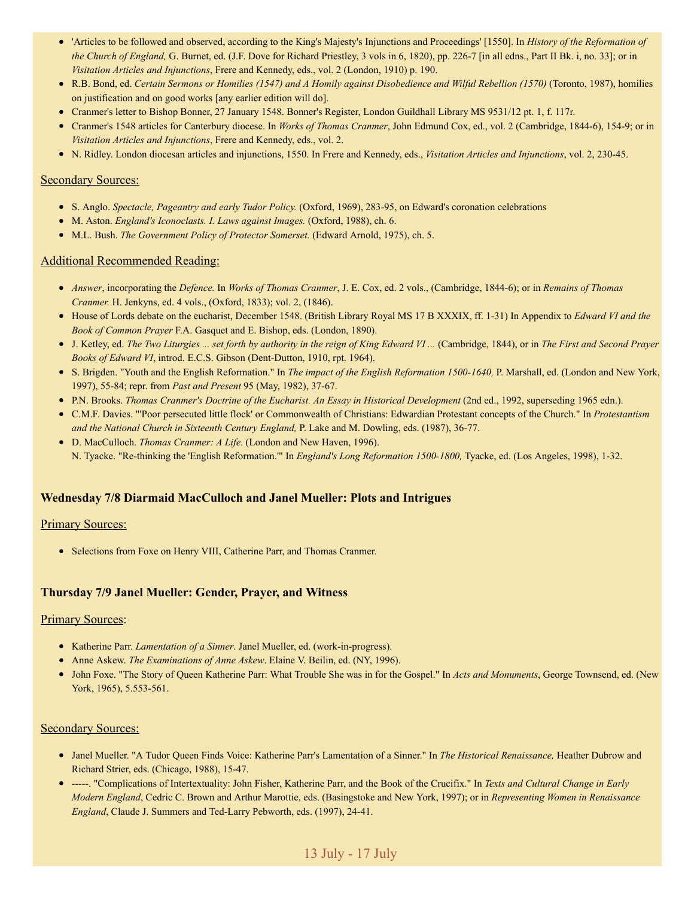- 'Articles to be followed and observed, according to the King's Majesty's Injunctions and Proceedings' [1550]. In *History of the Reformation of the Church of England,* G. Burnet, ed. (J.F. Dove for Richard Priestley, 3 vols in 6, 1820), pp. 226-7 [in all edns., Part II Bk. i, no. 33]; or in *Visitation Articles and Injunctions*, Frere and Kennedy, eds., vol. 2 (London, 1910) p. 190.
- R.B. Bond, ed. *Certain Sermons or Homilies (1547) and A Homily against Disobedience and Wilful Rebellion (1570)* (Toronto, 1987), homilies on justification and on good works [any earlier edition will do].
- Cranmer's letter to Bishop Bonner, 27 January 1548. Bonner's Register, London Guildhall Library MS 9531/12 pt. 1, f. 117r.
- Cranmer's 1548 articles for Canterbury diocese. In *Works of Thomas Cranmer*, John Edmund Cox, ed., vol. 2 (Cambridge, 1844-6), 154-9; or in *Visitation Articles and Injunctions*, Frere and Kennedy, eds., vol. 2.
- N. Ridley. London diocesan articles and injunctions, 1550. In Frere and Kennedy, eds., *Visitation Articles and Injunctions*, vol. 2, 230-45.

Secondary Sources:

- S. Anglo. *Spectacle, Pageantry and early Tudor Policy.* (Oxford, 1969), 283-95, on Edward's coronation celebrations
- M. Aston. *England's Iconoclasts. I. Laws against Images.* (Oxford, 1988), ch. 6.
- M.L. Bush. *The Government Policy of Protector Somerset.* (Edward Arnold, 1975), ch. 5.

Additional Recommended Reading:

- *Answer*, incorporating the *Defence.* In *Works of Thomas Cranmer*, J. E. Cox, ed. 2 vols., (Cambridge, 1844-6); or in *Remains of Thomas Cranmer.* H. Jenkyns, ed. 4 vols., (Oxford, 1833); vol. 2, (1846).
- House of Lords debate on the eucharist, December 1548. (British Library Royal MS 17 B XXXIX, ff. 1-31) In Appendix to *Edward VI and the Book of Common Prayer* F.A. Gasquet and E. Bishop, eds. (London, 1890).
- J. Ketley, ed. *The Two Liturgies ... set forth by authority in the reign of King Edward VI ...* (Cambridge, 1844), or in *The First and Second Prayer Books of Edward VI*, introd. E.C.S. Gibson (Dent-Dutton, 1910, rpt. 1964).
- S. Brigden. "Youth and the English Reformation." In *The impact of the English Reformation 1500-1640,* P. Marshall, ed. (London and New York, 1997), 55-84; repr. from *Past and Present* 95 (May, 1982), 37-67.
- P.N. Brooks. *Thomas Cranmer's Doctrine of the Eucharist. An Essay in Historical Development* (2nd ed., 1992, superseding 1965 edn.).
- C.M.F. Davies. "'Poor persecuted little flock' or Commonwealth of Christians: Edwardian Protestant concepts of the Church." In *Protestantism and the National Church in Sixteenth Century England,* P. Lake and M. Dowling, eds. (1987), 36-77.
- D. MacCulloch. *Thomas Cranmer: A Life.* (London and New Haven, 1996).
  N. Tyacke. "Re-thinking the 'English Reformation.'" In *England's Long Reformation 1500-1800,* Tyacke, ed. (Los Angeles, 1998), 1-32.

### Wednesday 7/8 Diarmaid MacCulloch and Janel Mueller: Plots and Intrigues

Primary Sources:

- Selections from Foxe on Henry VIII, Catherine Parr, and Thomas Cranmer.

### Thursday 7/9 Janel Mueller: Gender, Prayer, and Witness

Primary Sources:

- Katherine Parr. *Lamentation of a Sinner*. Janel Mueller, ed. (work-in-progress).
- Anne Askew. *The Examinations of Anne Askew*. Elaine V. Beilin, ed. (NY, 1996).
- John Foxe. "The Story of Queen Katherine Parr: What Trouble She was in for the Gospel." In *Acts and Monuments*, George Townsend, ed. (New York, 1965), 5.553-561.

Secondary Sources:

- Janel Mueller. "A Tudor Queen Finds Voice: Katherine Parr's Lamentation of a Sinner." In *The Historical Renaissance,* Heather Dubrow and Richard Strier, eds. (Chicago, 1988), 15-47.
- -----. "Complications of Intertextuality: John Fisher, Katherine Parr, and the Book of the Crucifix." In *Texts and Cultural Change in Early Modern England*, Cedric C. Brown and Arthur Marottie, eds. (Basingstoke and New York, 1997); or in *Representing Women in Renaissance England*, Claude J. Summers and Ted-Larry Pebworth, eds. (1997), 24-41.

## 13 July - 17 July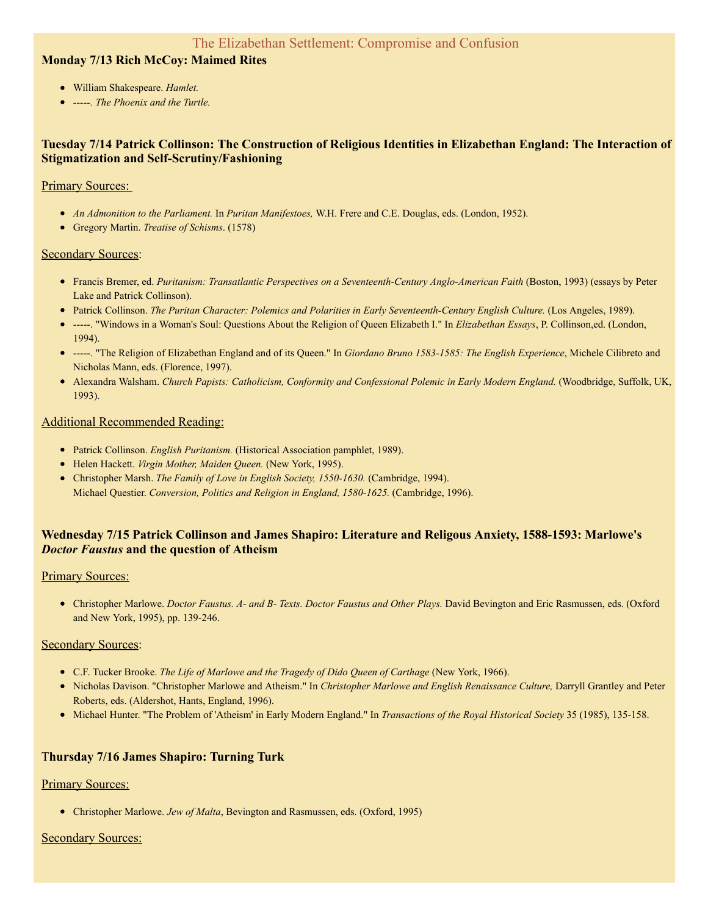## The Elizabethan Settlement: Compromise and Confusion

### Monday 7/13 Rich McCoy: Maimed Rites

- William Shakespeare. *Hamlet.*
- -----. *The Phoenix and the Turtle.*

### Tuesday 7/14 Patrick Collinson: The Construction of Religious Identities in Elizabethan England: The Interaction of Stigmatization and Self-Scrutiny/Fashioning

Primary Sources:

- *An Admonition to the Parliament.* In *Puritan Manifestoes,* W.H. Frere and C.E. Douglas, eds. (London, 1952).
- Gregory Martin. *Treatise of Schisms*. (1578)

Secondary Sources:

- Francis Bremer, ed. *Puritanism: Transatlantic Perspectives on a Seventeenth-Century Anglo-American Faith* (Boston, 1993) (essays by Peter Lake and Patrick Collinson).
- Patrick Collinson. *The Puritan Character: Polemics and Polarities in Early Seventeenth-Century English Culture.* (Los Angeles, 1989).
- -----. "Windows in a Woman's Soul: Questions About the Religion of Queen Elizabeth I." In *Elizabethan Essays*, P. Collinson,ed. (London, 1994).
- -----. "The Religion of Elizabethan England and of its Queen." In *Giordano Bruno 1583-1585: The English Experience*, Michele Cilibreto and Nicholas Mann, eds. (Florence, 1997).
- Alexandra Walsham. *Church Papists: Catholicism, Conformity and Confessional Polemic in Early Modern England.* (Woodbridge, Suffolk, UK, 1993).

Additional Recommended Reading:

- Patrick Collinson. *English Puritanism.* (Historical Association pamphlet, 1989).
- Helen Hackett. *Virgin Mother, Maiden Queen.* (New York, 1995).
- Christopher Marsh. *The Family of Love in English Society, 1550-1630.* (Cambridge, 1994).
  Michael Questier. *Conversion, Politics and Religion in England, 1580-1625.* (Cambridge, 1996).

### Wednesday 7/15 Patrick Collinson and James Shapiro: Literature and Religous Anxiety, 1588-1593: Marlowe's *Doctor Faustus* and the question of Atheism

Primary Sources:

- Christopher Marlowe. *Doctor Faustus. A- and B- Texts. Doctor Faustus and Other Plays.* David Bevington and Eric Rasmussen, eds. (Oxford and New York, 1995), pp. 139-246.

Secondary Sources:

- C.F. Tucker Brooke. *The Life of Marlowe and the Tragedy of Dido Queen of Carthage* (New York, 1966).
- Nicholas Davison. "Christopher Marlowe and Atheism." In *Christopher Marlowe and English Renaissance Culture,* Darryll Grantley and Peter Roberts, eds. (Aldershot, Hants, England, 1996).
- Michael Hunter. "The Problem of 'Atheism' in Early Modern England." In *Transactions of the Royal Historical Society* 35 (1985), 135-158.

### Thursday 7/16 James Shapiro: Turning Turk

Primary Sources:

- Christopher Marlowe. *Jew of Malta*, Bevington and Rasmussen, eds. (Oxford, 1995)

Secondary Sources: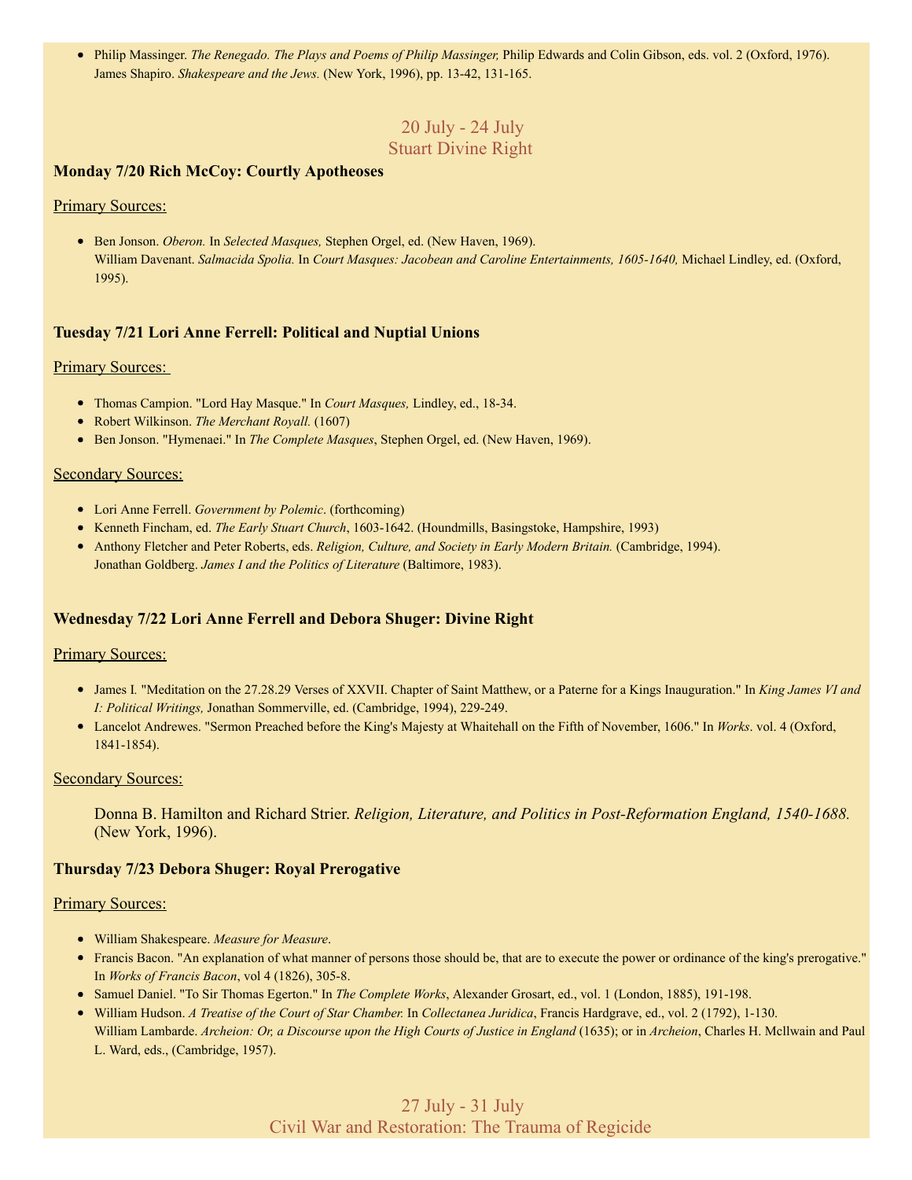- Philip Massinger. *The Renegado. The Plays and Poems of Philip Massinger,* Philip Edwards and Colin Gibson, eds. vol. 2 (Oxford, 1976).
  James Shapiro. *Shakespeare and the Jews.* (New York, 1996), pp. 13-42, 131-165.

## 20 July - 24 July
## Stuart Divine Right

### Monday 7/20 Rich McCoy: Courtly Apotheoses

Primary Sources:

- Ben Jonson. *Oberon.* In *Selected Masques,* Stephen Orgel, ed. (New Haven, 1969).
  William Davenant. *Salmacida Spolia.* In *Court Masques: Jacobean and Caroline Entertainments, 1605-1640,* Michael Lindley, ed. (Oxford, 1995).

### Tuesday 7/21 Lori Anne Ferrell: Political and Nuptial Unions

Primary Sources:

- Thomas Campion. "Lord Hay Masque." In *Court Masques,* Lindley, ed., 18-34.
- Robert Wilkinson. *The Merchant Royall.* (1607)
- Ben Jonson. "Hymenaei." In *The Complete Masques*, Stephen Orgel, ed. (New Haven, 1969).

Secondary Sources:

- Lori Anne Ferrell. *Government by Polemic*. (forthcoming)
- Kenneth Fincham, ed. *The Early Stuart Church*, 1603-1642. (Houndmills, Basingstoke, Hampshire, 1993)
- Anthony Fletcher and Peter Roberts, eds. *Religion, Culture, and Society in Early Modern Britain.* (Cambridge, 1994).
  Jonathan Goldberg. *James I and the Politics of Literature* (Baltimore, 1983).

### Wednesday 7/22 Lori Anne Ferrell and Debora Shuger: Divine Right

Primary Sources:

- James I. "Meditation on the 27.28.29 Verses of XXVII. Chapter of Saint Matthew, or a Paterne for a Kings Inauguration." In *King James VI and I: Political Writings,* Jonathan Sommerville, ed. (Cambridge, 1994), 229-249.
- Lancelot Andrewes. "Sermon Preached before the King's Majesty at Whaitehall on the Fifth of November, 1606." In *Works*. vol. 4 (Oxford, 1841-1854).

Secondary Sources:

Donna B. Hamilton and Richard Strier. *Religion, Literature, and Politics in Post-Reformation England, 1540-1688.* (New York, 1996).

### Thursday 7/23 Debora Shuger: Royal Prerogative

Primary Sources:

- William Shakespeare. *Measure for Measure*.
- Francis Bacon. "An explanation of what manner of persons those should be, that are to execute the power or ordinance of the king's prerogative." In *Works of Francis Bacon*, vol 4 (1826), 305-8.
- Samuel Daniel. "To Sir Thomas Egerton." In *The Complete Works*, Alexander Grosart, ed., vol. 1 (London, 1885), 191-198.
- William Hudson. *A Treatise of the Court of Star Chamber.* In *Collectanea Juridica*, Francis Hardgrave, ed., vol. 2 (1792), 1-130.
  William Lambarde. *Archeion: Or, a Discourse upon the High Courts of Justice in England* (1635); or in *Archeion*, Charles H. McIlwain and Paul L. Ward, eds., (Cambridge, 1957).

## 27 July - 31 July
## Civil War and Restoration: The Trauma of Regicide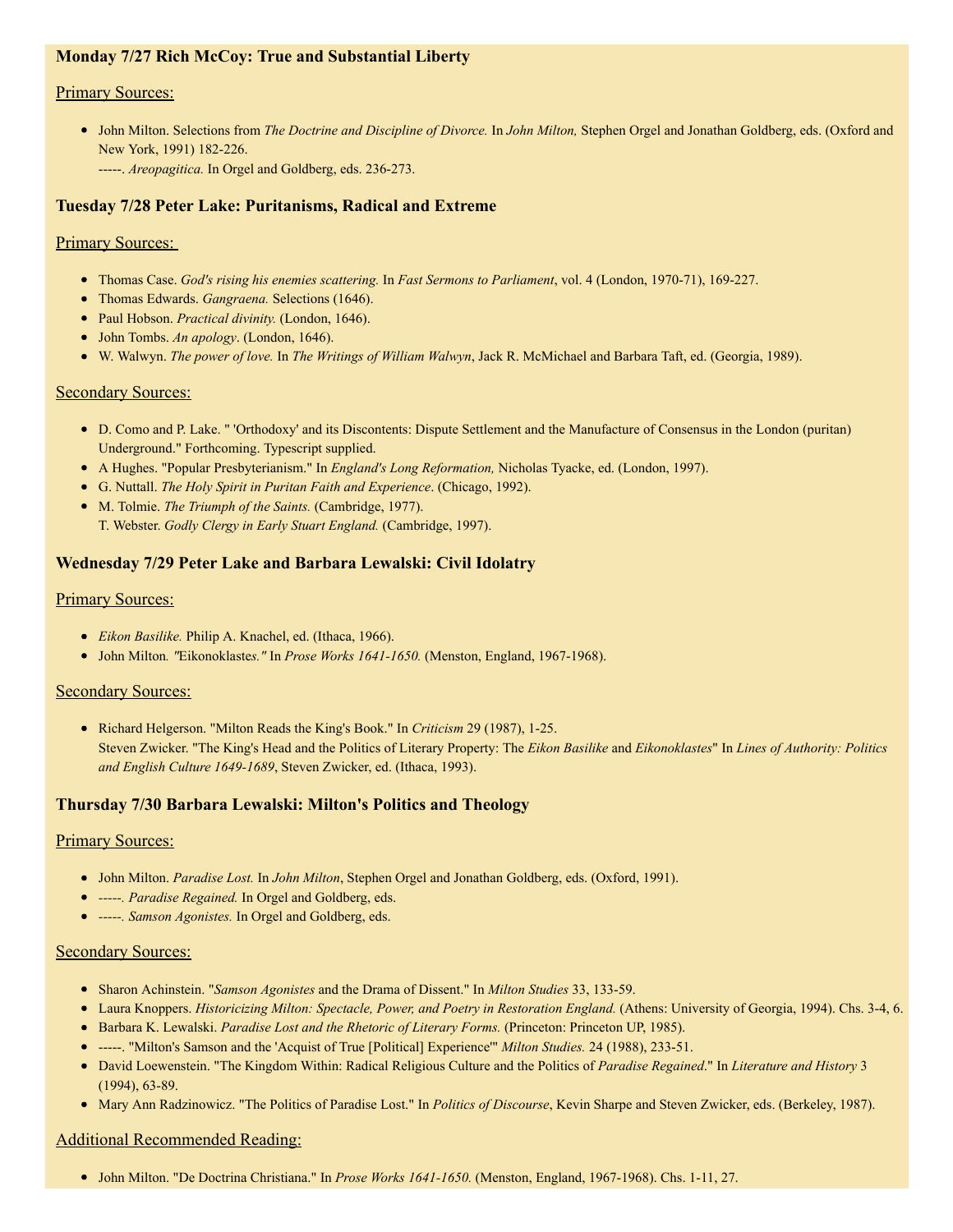### Monday 7/27 Rich McCoy: True and Substantial Liberty

Primary Sources:

- John Milton. Selections from *The Doctrine and Discipline of Divorce.* In *John Milton,* Stephen Orgel and Jonathan Goldberg, eds. (Oxford and New York, 1991) 182-226.
  -----. *Areopagitica.* In Orgel and Goldberg, eds. 236-273.

### Tuesday 7/28 Peter Lake: Puritanisms, Radical and Extreme

Primary Sources:

- Thomas Case. *God's rising his enemies scattering.* In *Fast Sermons to Parliament*, vol. 4 (London, 1970-71), 169-227.
- Thomas Edwards. *Gangraena.* Selections (1646).
- Paul Hobson. *Practical divinity.* (London, 1646).
- John Tombs. *An apology*. (London, 1646).
- W. Walwyn. *The power of love.* In *The Writings of William Walwyn*, Jack R. McMichael and Barbara Taft, ed. (Georgia, 1989).

Secondary Sources:

- D. Como and P. Lake. " 'Orthodoxy' and its Discontents: Dispute Settlement and the Manufacture of Consensus in the London (puritan) Underground." Forthcoming. Typescript supplied.
- A Hughes. "Popular Presbyterianism." In *England's Long Reformation,* Nicholas Tyacke, ed. (London, 1997).
- G. Nuttall. *The Holy Spirit in Puritan Faith and Experience*. (Chicago, 1992).
- M. Tolmie. *The Triumph of the Saints.* (Cambridge, 1977).
  T. Webster. *Godly Clergy in Early Stuart England.* (Cambridge, 1997).

### Wednesday 7/29 Peter Lake and Barbara Lewalski: Civil Idolatry

Primary Sources:

- *Eikon Basilike.* Philip A. Knachel, ed. (Ithaca, 1966).
- John Milton*. "*Eikonoklast*es."* In *Prose Works 1641-1650.* (Menston, England, 1967-1968).

Secondary Sources:

- Richard Helgerson. "Milton Reads the King's Book." In *Criticism* 29 (1987), 1-25.
  Steven Zwicker. "The King's Head and the Politics of Literary Property: The *Eikon Basilike* and *Eikonoklastes*" In *Lines of Authority: Politics and English Culture 1649-1689*, Steven Zwicker, ed. (Ithaca, 1993).

### Thursday 7/30 Barbara Lewalski: Milton's Politics and Theology

Primary Sources:

- John Milton. *Paradise Lost.* In *John Milton*, Stephen Orgel and Jonathan Goldberg, eds. (Oxford, 1991).
- -----. *Paradise Regained.* In Orgel and Goldberg, eds.
- -----. *Samson Agonistes.* In Orgel and Goldberg, eds.

Secondary Sources:

- Sharon Achinstein. "*Samson Agonistes* and the Drama of Dissent." In *Milton Studies* 33, 133-59.
- Laura Knoppers. *Historicizing Milton: Spectacle, Power, and Poetry in Restoration England.* (Athens: University of Georgia, 1994). Chs. 3-4, 6.
- Barbara K. Lewalski. *Paradise Lost and the Rhetoric of Literary Forms.* (Princeton: Princeton UP, 1985).
- -----. "Milton's Samson and the 'Acquist of True [Political] Experience'" *Milton Studies.* 24 (1988), 233-51.
- David Loewenstein. "The Kingdom Within: Radical Religious Culture and the Politics of *Paradise Regained*." In *Literature and History* 3 (1994), 63-89.
- Mary Ann Radzinowicz. "The Politics of Paradise Lost." In *Politics of Discourse*, Kevin Sharpe and Steven Zwicker, eds. (Berkeley, 1987).

Additional Recommended Reading:

- John Milton. "De Doctrina Christiana." In *Prose Works 1641-1650.* (Menston, England, 1967-1968). Chs. 1-11, 27.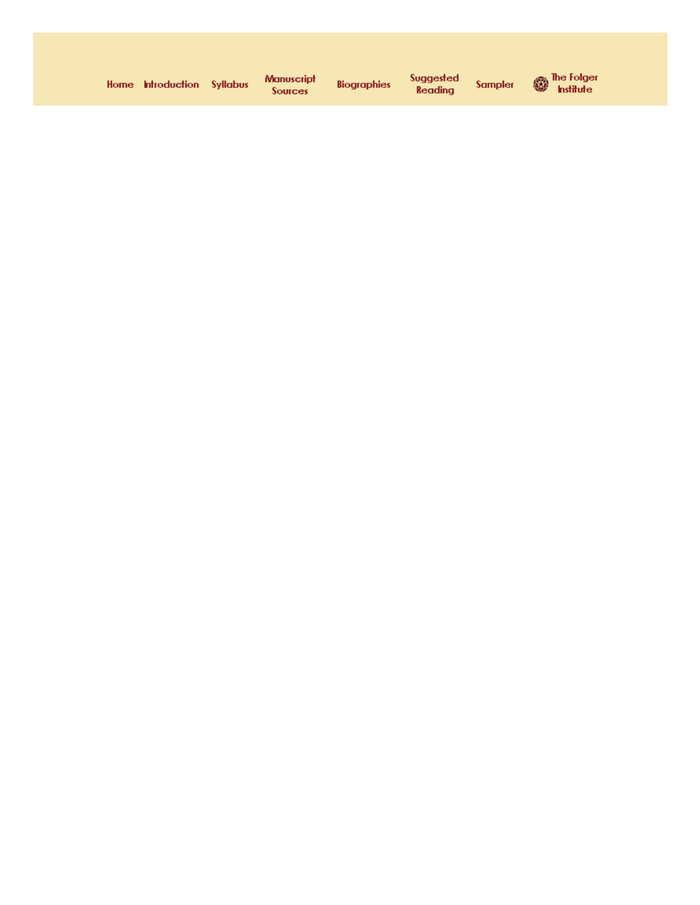Home Introduction Syllabus Manuscript Sources Biographies Suggested Reading Sampler The Folger Institute